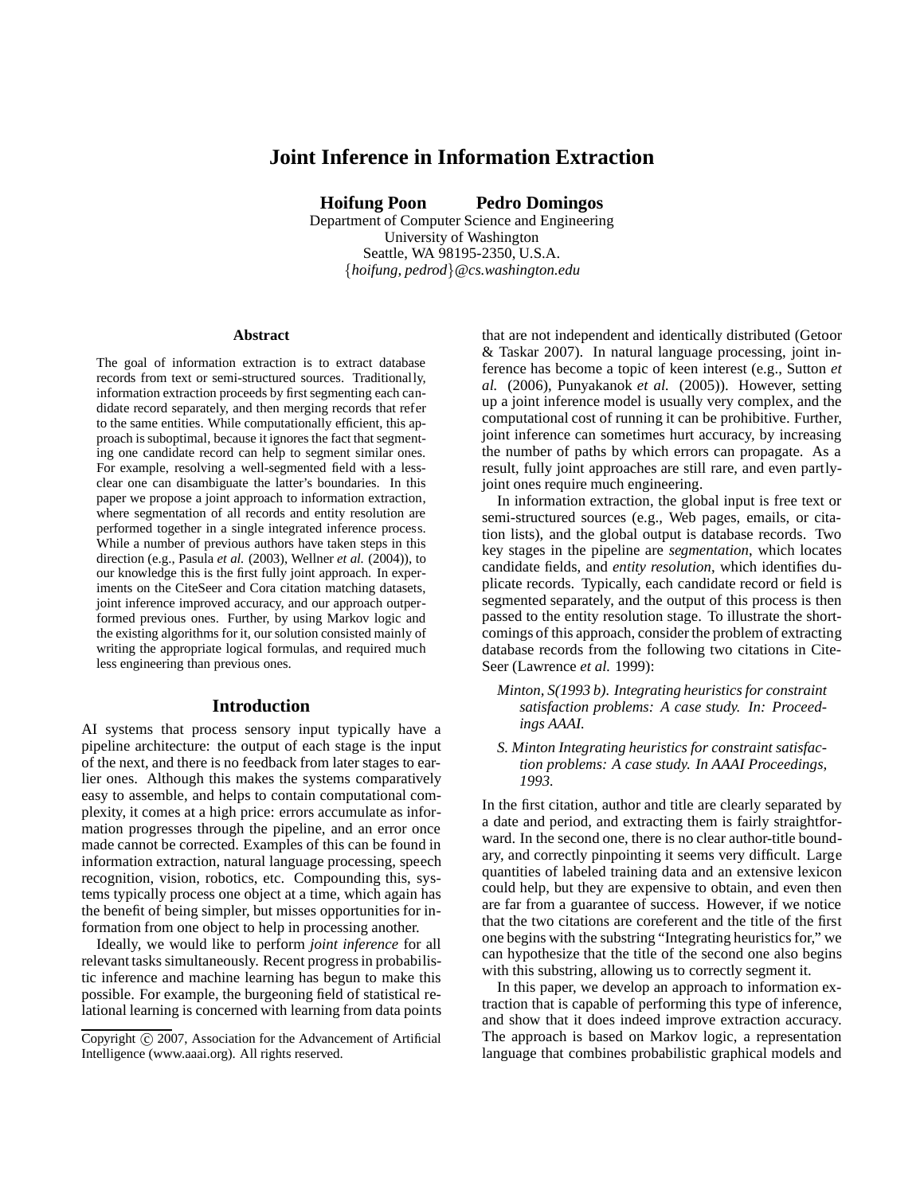# Joint Inference in Information Extraction

**Hoifung Poon** **Pedro Domingos**

Department of Computer Science and Engineering
University of Washington
Seattle, WA 98195-2350, U.S.A.
{*hoifung, pedrod*}*@cs.washington.edu*

### Abstract

The goal of information extraction is to extract database records from text or semi-structured sources. Traditionally, information extraction proceeds by first segmenting each candidate record separately, and then merging records that refer to the same entities. While computationally efficient, this approach is suboptimal, because it ignores the fact that segmenting one candidate record can help to segment similar ones. For example, resolving a well-segmented field with a less-clear one can disambiguate the latter's boundaries. In this paper we propose a joint approach to information extraction, where segmentation of all records and entity resolution are performed together in a single integrated inference process. While a number of previous authors have taken steps in this direction (e.g., Pasula *et al.* (2003), Wellner *et al.* (2004)), to our knowledge this is the first fully joint approach. In experiments on the CiteSeer and Cora citation matching datasets, joint inference improved accuracy, and our approach outperformed previous ones. Further, by using Markov logic and the existing algorithms for it, our solution consisted mainly of writing the appropriate logical formulas, and required much less engineering than previous ones.

## Introduction

AI systems that process sensory input typically have a pipeline architecture: the output of each stage is the input of the next, and there is no feedback from later stages to earlier ones. Although this makes the systems comparatively easy to assemble, and helps to contain computational complexity, it comes at a high price: errors accumulate as information progresses through the pipeline, and an error once made cannot be corrected. Examples of this can be found in information extraction, natural language processing, speech recognition, vision, robotics, etc. Compounding this, systems typically process one object at a time, which again has the benefit of being simpler, but misses opportunities for information from one object to help in processing another.

Ideally, we would like to perform *joint inference* for all relevant tasks simultaneously. Recent progress in probabilistic inference and machine learning has begun to make this possible. For example, the burgeoning field of statistical relational learning is concerned with learning from data points that are not independent and identically distributed (Getoor & Taskar 2007). In natural language processing, joint inference has become a topic of keen interest (e.g., Sutton *et al.* (2006), Punyakanok *et al.* (2005)). However, setting up a joint inference model is usually very complex, and the computational cost of running it can be prohibitive. Further, joint inference can sometimes hurt accuracy, by increasing the number of paths by which errors can propagate. As a result, fully joint approaches are still rare, and even partly-joint ones require much engineering.

In information extraction, the global input is free text or semi-structured sources (e.g., Web pages, emails, or citation lists), and the global output is database records. Two key stages in the pipeline are *segmentation*, which locates candidate fields, and *entity resolution*, which identifies duplicate records. Typically, each candidate record or field is segmented separately, and the output of this process is then passed to the entity resolution stage. To illustrate the shortcomings of this approach, consider the problem of extracting database records from the following two citations in CiteSeer (Lawrence *et al.* 1999):

*Minton, S(1993 b). Integrating heuristics for constraint satisfaction problems: A case study. In: Proceedings AAAI.*

*S. Minton Integrating heuristics for constraint satisfaction problems: A case study. In AAAI Proceedings, 1993.*

In the first citation, author and title are clearly separated by a date and period, and extracting them is fairly straightforward. In the second one, there is no clear author-title boundary, and correctly pinpointing it seems very difficult. Large quantities of labeled training data and an extensive lexicon could help, but they are expensive to obtain, and even then are far from a guarantee of success. However, if we notice that the two citations are coreferent and the title of the first one begins with the substring "Integrating heuristics for," we can hypothesize that the title of the second one also begins with this substring, allowing us to correctly segment it.

In this paper, we develop an approach to information extraction that is capable of performing this type of inference, and show that it does indeed improve extraction accuracy. The approach is based on Markov logic, a representation language that combines probabilistic graphical models and

Copyright © 2007, Association for the Advancement of Artificial Intelligence (www.aaai.org). All rights reserved.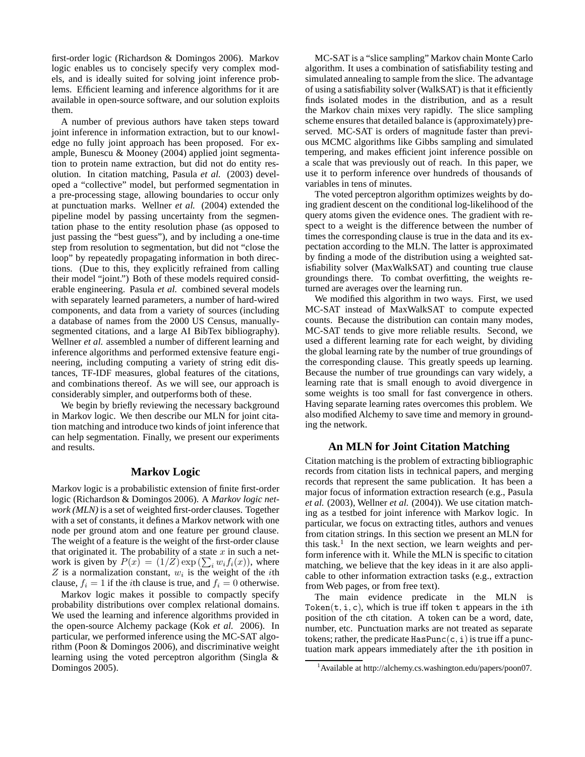first-order logic (Richardson & Domingos 2006). Markov logic enables us to concisely specify very complex models, and is ideally suited for solving joint inference problems. Efficient learning and inference algorithms for it are available in open-source software, and our solution exploits them.

A number of previous authors have taken steps toward joint inference in information extraction, but to our knowledge no fully joint approach has been proposed. For example, Bunescu & Mooney (2004) applied joint segmentation to protein name extraction, but did not do entity resolution. In citation matching, Pasula *et al.* (2003) developed a "collective" model, but performed segmentation in a pre-processing stage, allowing boundaries to occur only at punctuation marks. Wellner *et al.* (2004) extended the pipeline model by passing uncertainty from the segmentation phase to the entity resolution phase (as opposed to just passing the "best guess"), and by including a one-time step from resolution to segmentation, but did not "close the loop" by repeatedly propagating information in both directions. (Due to this, they explicitly refrained from calling their model "joint.") Both of these models required considerable engineering. Pasula *et al.* combined several models with separately learned parameters, a number of hard-wired components, and data from a variety of sources (including a database of names from the 2000 US Census, manually-segmented citations, and a large AI BibTex bibliography). Wellner *et al.* assembled a number of different learning and inference algorithms and performed extensive feature engineering, including computing a variety of string edit distances, TF-IDF measures, global features of the citations, and combinations thereof. As we will see, our approach is considerably simpler, and outperforms both of these.

We begin by briefly reviewing the necessary background in Markov logic. We then describe our MLN for joint citation matching and introduce two kinds of joint inference that can help segmentation. Finally, we present our experiments and results.

## Markov Logic

Markov logic is a probabilistic extension of finite first-order logic (Richardson & Domingos 2006). A *Markov logic network (MLN)* is a set of weighted first-order clauses. Together with a set of constants, it defines a Markov network with one node per ground atom and one feature per ground clause. The weight of a feature is the weight of the first-order clause that originated it. The probability of a state $x$ in such a network is given by $P(x) = (1/Z) \exp\left(\sum_i w_i f_i(x)\right)$, where $Z$ is a normalization constant, $w_i$ is the weight of the $i$th clause, $f_i = 1$ if the $i$th clause is true, and $f_i = 0$ otherwise.

Markov logic makes it possible to compactly specify probability distributions over complex relational domains. We used the learning and inference algorithms provided in the open-source Alchemy package (Kok *et al.* 2006). In particular, we performed inference using the MC-SAT algorithm (Poon & Domingos 2006), and discriminative weight learning using the voted perceptron algorithm (Singla & Domingos 2005).

MC-SAT is a "slice sampling" Markov chain Monte Carlo algorithm. It uses a combination of satisfiability testing and simulated annealing to sample from the slice. The advantage of using a satisfiability solver (WalkSAT) is that it efficiently finds isolated modes in the distribution, and as a result the Markov chain mixes very rapidly. The slice sampling scheme ensures that detailed balance is (approximately) preserved. MC-SAT is orders of magnitude faster than previous MCMC algorithms like Gibbs sampling and simulated tempering, and makes efficient joint inference possible on a scale that was previously out of reach. In this paper, we use it to perform inference over hundreds of thousands of variables in tens of minutes.

The voted perceptron algorithm optimizes weights by doing gradient descent on the conditional log-likelihood of the query atoms given the evidence ones. The gradient with respect to a weight is the difference between the number of times the corresponding clause is true in the data and its expectation according to the MLN. The latter is approximated by finding a mode of the distribution using a weighted satisfiability solver (MaxWalkSAT) and counting true clause groundings there. To combat overfitting, the weights returned are averages over the learning run.

We modified this algorithm in two ways. First, we used MC-SAT instead of MaxWalkSAT to compute expected counts. Because the distribution can contain many modes, MC-SAT tends to give more reliable results. Second, we used a different learning rate for each weight, by dividing the global learning rate by the number of true groundings of the corresponding clause. This greatly speeds up learning. Because the number of true groundings can vary widely, a learning rate that is small enough to avoid divergence in some weights is too small for fast convergence in others. Having separate learning rates overcomes this problem. We also modified Alchemy to save time and memory in grounding the network.

## An MLN for Joint Citation Matching

Citation matching is the problem of extracting bibliographic records from citation lists in technical papers, and merging records that represent the same publication. It has been a major focus of information extraction research (e.g., Pasula *et al.* (2003), Wellner *et al.* (2004)). We use citation matching as a testbed for joint inference with Markov logic. In particular, we focus on extracting titles, authors and venues from citation strings. In this section we present an MLN for this task.[1] In the next section, we learn weights and perform inference with it. While the MLN is specific to citation matching, we believe that the key ideas in it are also applicable to other information extraction tasks (e.g., extraction from Web pages, or from free text).

The main evidence predicate in the MLN is `Token(t, i, c)`, which is true iff token `t` appears in the `i`th position of the `c`th citation. A token can be a word, date, number, etc. Punctuation marks are not treated as separate tokens; rather, the predicate `HasPunc(c, i)` is true iff a punctuation mark appears immediately after the `i`th position in

[1] Available at http://alchemy.cs.washington.edu/papers/poon07.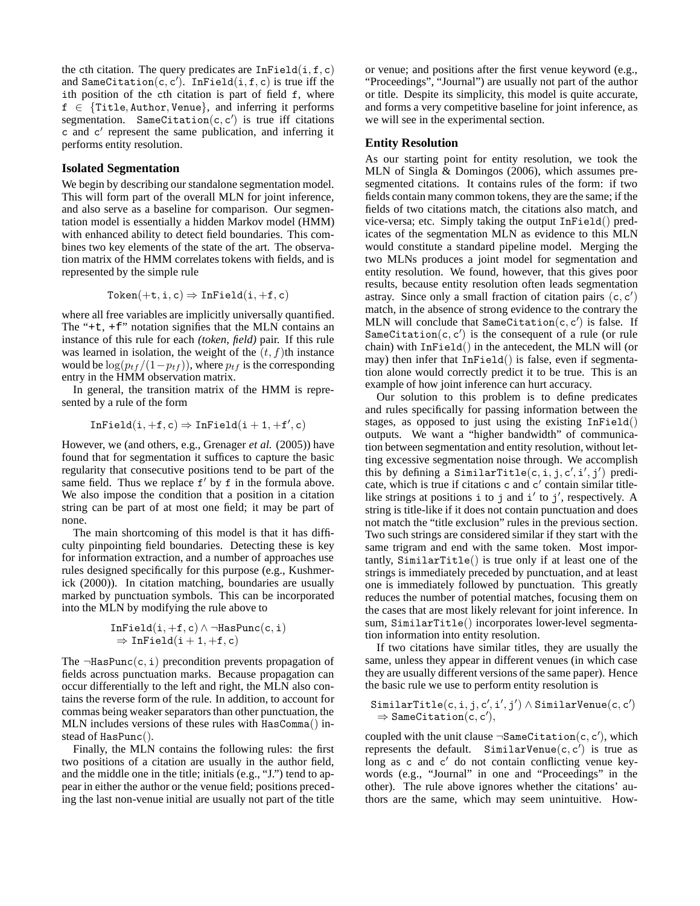the cth citation. The query predicates are $\mathtt{InField(i, f, c)}$ and $\mathtt{SameCitation(c, c')}$. $\mathtt{InField(i, f, c)}$ is true iff the ith position of the cth citation is part of field f, where $\mathtt{f} \in \{\mathtt{Title, Author, Venue}\}$, and inferring it performs segmentation. $\mathtt{SameCitation(c, c')}$ is true iff citations c and c′ represent the same publication, and inferring it performs entity resolution.

### Isolated Segmentation

We begin by describing our standalone segmentation model. This will form part of the overall MLN for joint inference, and also serve as a baseline for comparison. Our segmentation model is essentially a hidden Markov model (HMM) with enhanced ability to detect field boundaries. This combines two key elements of the state of the art. The observation matrix of the HMM correlates tokens with fields, and is represented by the simple rule

$$\mathtt{Token(+t, i, c)} \Rightarrow \mathtt{InField(i, +f, c)}$$

where all free variables are implicitly universally quantified. The "+t, +f" notation signifies that the MLN contains an instance of this rule for each *(token, field)* pair. If this rule was learned in isolation, the weight of the $(t, f)$th instance would be $\log(p_{tf}/(1-p_{tf}))$, where $p_{tf}$ is the corresponding entry in the HMM observation matrix.

In general, the transition matrix of the HMM is represented by a rule of the form

$$\mathtt{InField(i, +f, c)} \Rightarrow \mathtt{InField(i+1, +f', c)}$$

However, we (and others, e.g., Grenager *et al.* (2005)) have found that for segmentation it suffices to capture the basic regularity that consecutive positions tend to be part of the same field. Thus we replace f′ by f in the formula above. We also impose the condition that a position in a citation string can be part of at most one field; it may be part of none.

The main shortcoming of this model is that it has difficulty pinpointing field boundaries. Detecting these is key for information extraction, and a number of approaches use rules designed specifically for this purpose (e.g., Kushmerick (2000)). In citation matching, boundaries are usually marked by punctuation symbols. This can be incorporated into the MLN by modifying the rule above to

$$\mathtt{InField(i, +f, c)} \wedge \neg\mathtt{HasPunc(c, i)} \Rightarrow \mathtt{InField(i+1, +f, c)}$$

The $\neg\mathtt{HasPunc(c, i)}$ precondition prevents propagation of fields across punctuation marks. Because propagation can occur differentially to the left and right, the MLN also contains the reverse form of the rule. In addition, to account for commas being weaker separators than other punctuation, the MLN includes versions of these rules with $\mathtt{HasComma()}$ instead of $\mathtt{HasPunc()}$.

Finally, the MLN contains the following rules: the first two positions of a citation are usually in the author field, and the middle one in the title; initials (e.g., "J.") tend to appear in either the author or the venue field; positions preceding the last non-venue initial are usually not part of the title or venue; and positions after the first venue keyword (e.g., "Proceedings", "Journal") are usually not part of the author or title. Despite its simplicity, this model is quite accurate, and forms a very competitive baseline for joint inference, as we will see in the experimental section.

### Entity Resolution

As our starting point for entity resolution, we took the MLN of Singla & Domingos (2006), which assumes pre-segmented citations. It contains rules of the form: if two fields contain many common tokens, they are the same; if the fields of two citations match, the citations also match, and vice-versa; etc. Simply taking the output $\mathtt{InField()}$ predicates of the segmentation MLN as evidence to this MLN would constitute a standard pipeline model. Merging the two MLNs produces a joint model for segmentation and entity resolution. We found, however, that this gives poor results, because entity resolution often leads segmentation astray. Since only a small fraction of citation pairs $(\mathtt{c, c'})$ match, in the absence of strong evidence to the contrary the MLN will conclude that $\mathtt{SameCitation(c, c')}$ is false. If $\mathtt{SameCitation(c, c')}$ is the consequent of a rule (or rule chain) with $\mathtt{InField()}$ in the antecedent, the MLN will (or may) then infer that $\mathtt{InField()}$ is false, even if segmentation alone would correctly predict it to be true. This is an example of how joint inference can hurt accuracy.

Our solution to this problem is to define predicates and rules specifically for passing information between the stages, as opposed to just using the existing $\mathtt{InField()}$ outputs. We want a "higher bandwidth" of communication between segmentation and entity resolution, without letting excessive segmentation noise through. We accomplish this by defining a $\mathtt{SimilarTitle(c, i, j, c', i', j')}$ predicate, which is true if citations c and c′ contain similar title-like strings at positions i to j and i′ to j′, respectively. A string is title-like if it does not contain punctuation and does not match the "title exclusion" rules in the previous section. Two such strings are considered similar if they start with the same trigram and end with the same token. Most importantly, $\mathtt{SimilarTitle()}$ is true only if at least one of the strings is immediately preceded by punctuation, and at least one is immediately followed by punctuation. This greatly reduces the number of potential matches, focusing them on the cases that are most likely relevant for joint inference. In sum, $\mathtt{SimilarTitle()}$ incorporates lower-level segmentation information into entity resolution.

If two citations have similar titles, they are usually the same, unless they appear in different venues (in which case they are usually different versions of the same paper). Hence the basic rule we use to perform entity resolution is

$$\mathtt{SimilarTitle(c, i, j, c', i', j')} \wedge \mathtt{SimilarVenue(c, c')} \Rightarrow \mathtt{SameCitation(c, c')},$$

coupled with the unit clause $\neg\mathtt{SameCitation(c, c')}$, which represents the default. $\mathtt{SimilarVenue(c, c')}$ is true as long as c and c′ do not contain conflicting venue keywords (e.g., "Journal" in one and "Proceedings" in the other). The rule above ignores whether the citations' authors are the same, which may seem unintuitive. How-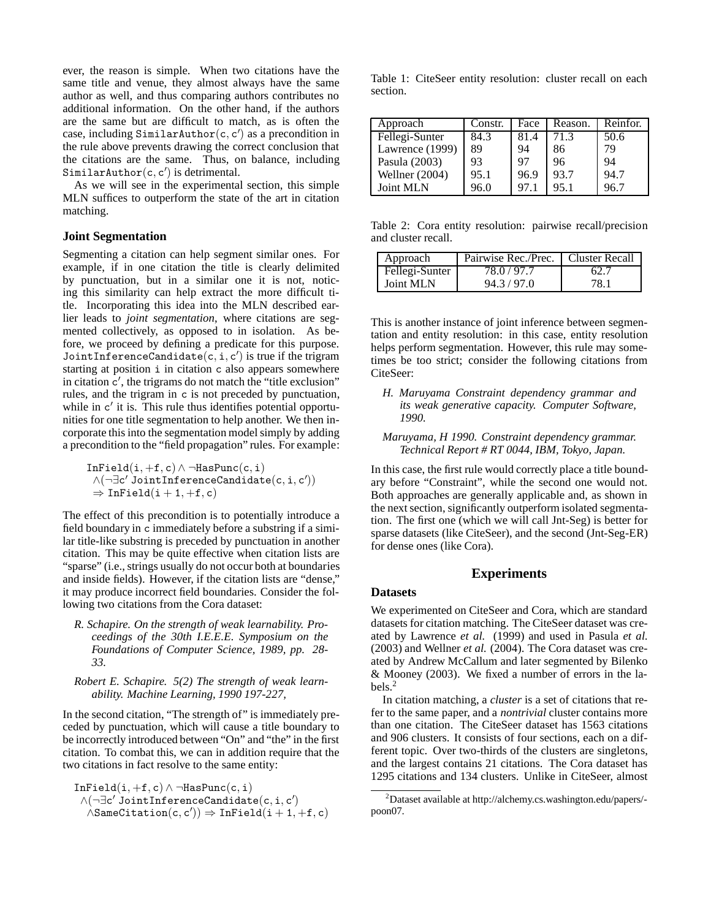ever, the reason is simple. When two citations have the same title and venue, they almost always have the same author as well, and thus comparing authors contributes no additional information. On the other hand, if the authors are the same but are difficult to match, as is often the case, including $\mathtt{SimilarAuthor}(c, c')$ as a precondition in the rule above prevents drawing the correct conclusion that the citations are the same. Thus, on balance, including $\mathtt{SimilarAuthor}(c, c')$ is detrimental.

As we will see in the experimental section, this simple MLN suffices to outperform the state of the art in citation matching.

### Joint Segmentation

Segmenting a citation can help segment similar ones. For example, if in one citation the title is clearly delimited by punctuation, but in a similar one it is not, noticing this similarity can help extract the more difficult title. Incorporating this idea into the MLN described earlier leads to *joint segmentation*, where citations are segmented collectively, as opposed to in isolation. As before, we proceed by defining a predicate for this purpose. $\mathtt{JointInferenceCandidate}(c, i, c')$ is true if the trigram starting at position $i$ in citation $c$ also appears somewhere in citation $c'$, the trigrams do not match the "title exclusion" rules, and the trigram in $c$ is not preceded by punctuation, while in $c'$ it is. This rule thus identifies potential opportunities for one title segmentation to help another. We then incorporate this into the segmentation model simply by adding a precondition to the "field propagation" rules. For example:

$$\begin{aligned}&\mathtt{InField}(i, +f, c) \wedge \neg\mathtt{HasPunc}(c, i)\\ &\wedge(\neg\exists c'\ \mathtt{JointInferenceCandidate}(c, i, c'))\\ &\Rightarrow \mathtt{InField}(i+1, +f, c)\end{aligned}$$

The effect of this precondition is to potentially introduce a field boundary in $c$ immediately before a substring if a similar title-like substring is preceded by punctuation in another citation. This may be quite effective when citation lists are "sparse" (i.e., strings usually do not occur both at boundaries and inside fields). However, if the citation lists are "dense," it may produce incorrect field boundaries. Consider the following two citations from the Cora dataset:

*R. Schapire. On the strength of weak learnability. Proceedings of the 30th I.E.E.E. Symposium on the Foundations of Computer Science, 1989, pp. 28-33.*

*Robert E. Schapire. 5(2) The strength of weak learnability. Machine Learning, 1990 197-227,*

In the second citation, "The strength of" is immediately preceded by punctuation, which will cause a title boundary to be incorrectly introduced between "On" and "the" in the first citation. To combat this, we can in addition require that the two citations in fact resolve to the same entity:

$$\begin{aligned}&\mathtt{InField}(i, +f, c) \wedge \neg\mathtt{HasPunc}(c, i)\\ &\wedge(\neg\exists c'\ \mathtt{JointInferenceCandidate}(c, i, c')\\ &\wedge\mathtt{SameCitation}(c, c')) \Rightarrow \mathtt{InField}(i+1, +f, c)\end{aligned}$$

Table 1: CiteSeer entity resolution: cluster recall on each section.

| Approach | Constr. | Face | Reason. | Reinfor. |
|---|---|---|---|---|
| Fellegi-Sunter | 84.3 | 81.4 | 71.3 | 50.6 |
| Lawrence (1999) | 89 | 94 | 86 | 79 |
| Pasula (2003) | 93 | 97 | 96 | 94 |
| Wellner (2004) | 95.1 | 96.9 | 93.7 | 94.7 |
| Joint MLN | 96.0 | 97.1 | 95.1 | 96.7 |

Table 2: Cora entity resolution: pairwise recall/precision and cluster recall.

| Approach | Pairwise Rec./Prec. | Cluster Recall |
|---|---|---|
| Fellegi-Sunter | 78.0 / 97.7 | 62.7 |
| Joint MLN | 94.3 / 97.0 | 78.1 |

This is another instance of joint inference between segmentation and entity resolution: in this case, entity resolution helps perform segmentation. However, this rule may sometimes be too strict; consider the following citations from CiteSeer:

*H. Maruyama Constraint dependency grammar and its weak generative capacity. Computer Software, 1990.*

*Maruyama, H 1990. Constraint dependency grammar. Technical Report # RT 0044, IBM, Tokyo, Japan.*

In this case, the first rule would correctly place a title boundary before "Constraint", while the second one would not. Both approaches are generally applicable and, as shown in the next section, significantly outperform isolated segmentation. The first one (which we will call Jnt-Seg) is better for sparse datasets (like CiteSeer), and the second (Jnt-Seg-ER) for dense ones (like Cora).

## Experiments

### Datasets

We experimented on CiteSeer and Cora, which are standard datasets for citation matching. The CiteSeer dataset was created by Lawrence *et al.* (1999) and used in Pasula *et al.* (2003) and Wellner *et al.* (2004). The Cora dataset was created by Andrew McCallum and later segmented by Bilenko & Mooney (2003). We fixed a number of errors in the labels.[2]

In citation matching, a *cluster* is a set of citations that refer to the same paper, and a *nontrivial* cluster contains more than one citation. The CiteSeer dataset has 1563 citations and 906 clusters. It consists of four sections, each on a different topic. Over two-thirds of the clusters are singletons, and the largest contains 21 citations. The Cora dataset has 1295 citations and 134 clusters. Unlike in CiteSeer, almost

[2] Dataset available at http://alchemy.cs.washington.edu/papers/poon07.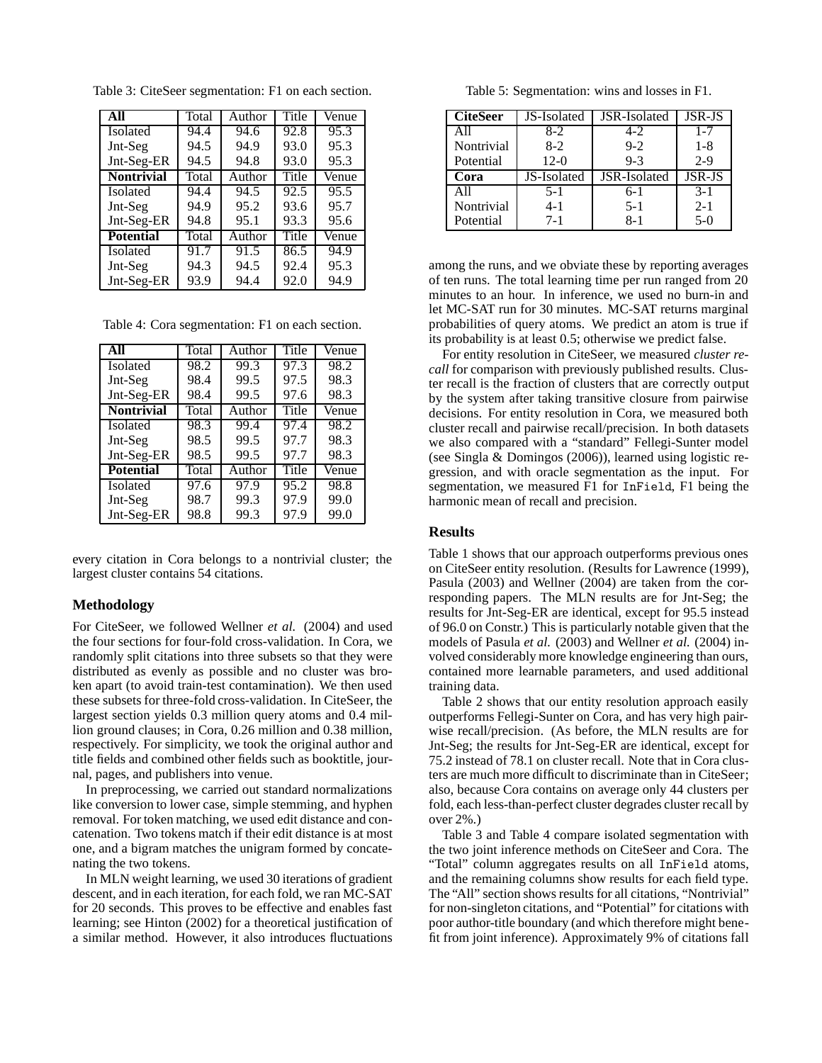Table 3: CiteSeer segmentation: F1 on each section.

| **All** | Total | Author | Title | Venue |
|---|---|---|---|---|
| Isolated | 94.4 | 94.6 | 92.8 | 95.3 |
| Jnt-Seg | 94.5 | 94.9 | 93.0 | 95.3 |
| Jnt-Seg-ER | 94.5 | 94.8 | 93.0 | 95.3 |
| **Nontrivial** | Total | Author | Title | Venue |
| Isolated | 94.4 | 94.5 | 92.5 | 95.5 |
| Jnt-Seg | 94.9 | 95.2 | 93.6 | 95.7 |
| Jnt-Seg-ER | 94.8 | 95.1 | 93.3 | 95.6 |
| **Potential** | Total | Author | Title | Venue |
| Isolated | 91.7 | 91.5 | 86.5 | 94.9 |
| Jnt-Seg | 94.3 | 94.5 | 92.4 | 95.3 |
| Jnt-Seg-ER | 93.9 | 94.4 | 92.0 | 94.9 |

Table 4: Cora segmentation: F1 on each section.

| **All** | Total | Author | Title | Venue |
|---|---|---|---|---|
| Isolated | 98.2 | 99.3 | 97.3 | 98.2 |
| Jnt-Seg | 98.4 | 99.5 | 97.5 | 98.3 |
| Jnt-Seg-ER | 98.4 | 99.5 | 97.6 | 98.3 |
| **Nontrivial** | Total | Author | Title | Venue |
| Isolated | 98.3 | 99.4 | 97.4 | 98.2 |
| Jnt-Seg | 98.5 | 99.5 | 97.7 | 98.3 |
| Jnt-Seg-ER | 98.5 | 99.5 | 97.7 | 98.3 |
| **Potential** | Total | Author | Title | Venue |
| Isolated | 97.6 | 97.9 | 95.2 | 98.8 |
| Jnt-Seg | 98.7 | 99.3 | 97.9 | 99.0 |
| Jnt-Seg-ER | 98.8 | 99.3 | 97.9 | 99.0 |

every citation in Cora belongs to a nontrivial cluster; the largest cluster contains 54 citations.

## Methodology

For CiteSeer, we followed Wellner *et al.* (2004) and used the four sections for four-fold cross-validation. In Cora, we randomly split citations into three subsets so that they were distributed as evenly as possible and no cluster was broken apart (to avoid train-test contamination). We then used these subsets for three-fold cross-validation. In CiteSeer, the largest section yields 0.3 million query atoms and 0.4 million ground clauses; in Cora, 0.26 million and 0.38 million, respectively. For simplicity, we took the original author and title fields and combined other fields such as booktitle, journal, pages, and publishers into venue.

In preprocessing, we carried out standard normalizations like conversion to lower case, simple stemming, and hyphen removal. For token matching, we used edit distance and concatenation. Two tokens match if their edit distance is at most one, and a bigram matches the unigram formed by concatenating the two tokens.

In MLN weight learning, we used 30 iterations of gradient descent, and in each iteration, for each fold, we ran MC-SAT for 20 seconds. This proves to be effective and enables fast learning; see Hinton (2002) for a theoretical justification of a similar method. However, it also introduces fluctuations among the runs, and we obviate these by reporting averages of ten runs. The total learning time per run ranged from 20 minutes to an hour. In inference, we used no burn-in and let MC-SAT run for 30 minutes. MC-SAT returns marginal probabilities of query atoms. We predict an atom is true if its probability is at least 0.5; otherwise we predict false.

Table 5: Segmentation: wins and losses in F1.

| **CiteSeer** | JS-Isolated | JSR-Isolated | JSR-JS |
|---|---|---|---|
| All | 8-2 | 4-2 | 1-7 |
| Nontrivial | 8-2 | 9-2 | 1-8 |
| Potential | 12-0 | 9-3 | 2-9 |
| **Cora** | JS-Isolated | JSR-Isolated | JSR-JS |
| All | 5-1 | 6-1 | 3-1 |
| Nontrivial | 4-1 | 5-1 | 2-1 |
| Potential | 7-1 | 8-1 | 5-0 |

For entity resolution in CiteSeer, we measured *cluster recall* for comparison with previously published results. Cluster recall is the fraction of clusters that are correctly output by the system after taking transitive closure from pairwise decisions. For entity resolution in Cora, we measured both cluster recall and pairwise recall/precision. In both datasets we also compared with a "standard" Fellegi-Sunter model (see Singla & Domingos (2006)), learned using logistic regression, and with oracle segmentation as the input. For segmentation, we measured F1 for InField, F1 being the harmonic mean of recall and precision.

## Results

Table 1 shows that our approach outperforms previous ones on CiteSeer entity resolution. (Results for Lawrence (1999), Pasula (2003) and Wellner (2004) are taken from the corresponding papers. The MLN results are for Jnt-Seg; the results for Jnt-Seg-ER are identical, except for 95.5 instead of 96.0 on Constr.) This is particularly notable given that the models of Pasula *et al.* (2003) and Wellner *et al.* (2004) involved considerably more knowledge engineering than ours, contained more learnable parameters, and used additional training data.

Table 2 shows that our entity resolution approach easily outperforms Fellegi-Sunter on Cora, and has very high pairwise recall/precision. (As before, the MLN results are for Jnt-Seg; the results for Jnt-Seg-ER are identical, except for 75.2 instead of 78.1 on cluster recall. Note that in Cora clusters are much more difficult to discriminate than in CiteSeer; also, because Cora contains on average only 44 clusters per fold, each less-than-perfect cluster degrades cluster recall by over 2%.)

Table 3 and Table 4 compare isolated segmentation with the two joint inference methods on CiteSeer and Cora. The "Total" column aggregates results on all InField atoms, and the remaining columns show results for each field type. The "All" section shows results for all citations, "Nontrivial" for non-singleton citations, and "Potential" for citations with poor author-title boundary (and which therefore might benefit from joint inference). Approximately 9% of citations fall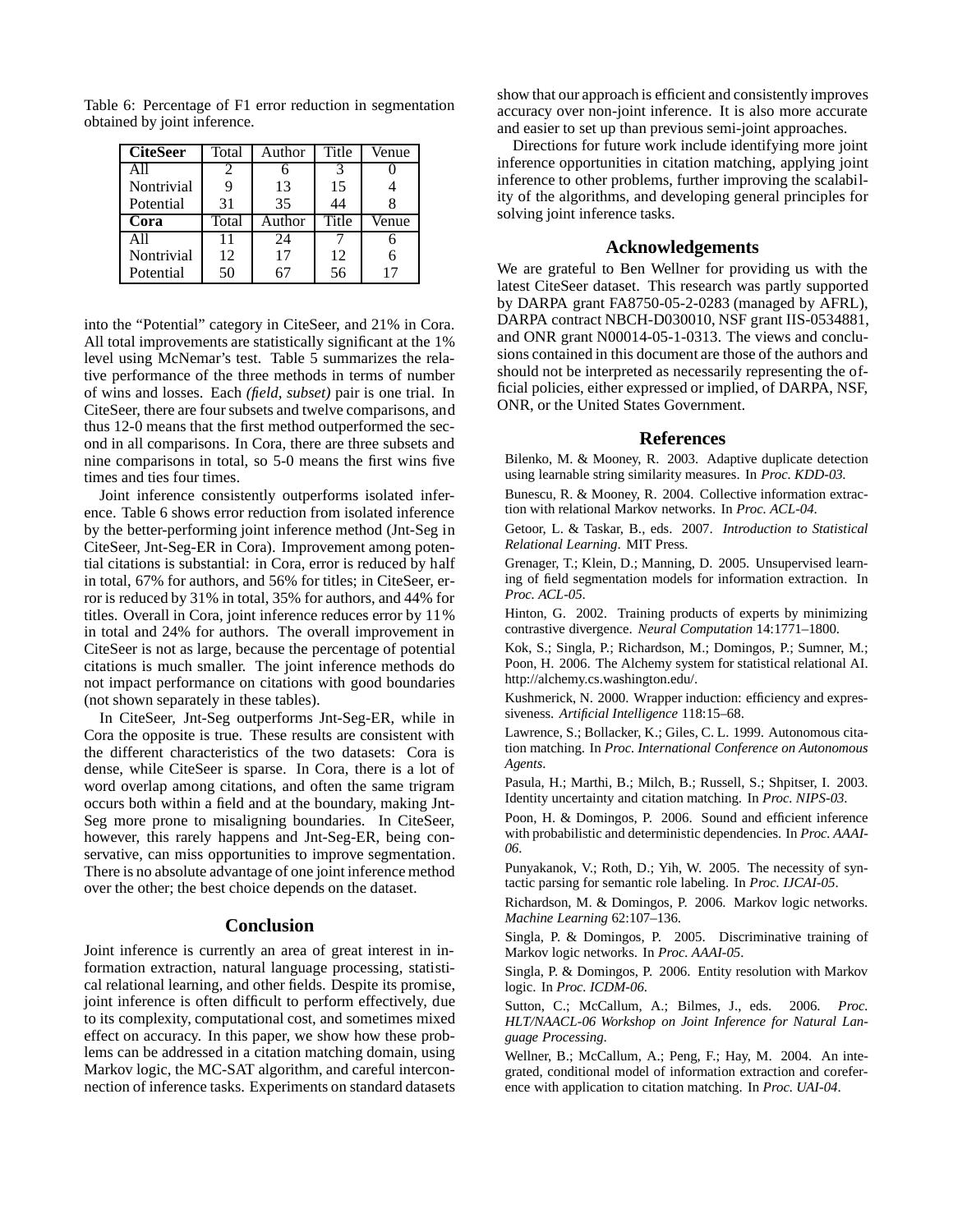Table 6: Percentage of F1 error reduction in segmentation obtained by joint inference.

| **CiteSeer** | Total | Author | Title | Venue |
|---|---|---|---|---|
| All | 2 | 6 | 3 | 0 |
| Nontrivial | 9 | 13 | 15 | 4 |
| Potential | 31 | 35 | 44 | 8 |
| **Cora** | Total | Author | Title | Venue |
| All | 11 | 24 | 7 | 6 |
| Nontrivial | 12 | 17 | 12 | 6 |
| Potential | 50 | 67 | 56 | 17 |

into the "Potential" category in CiteSeer, and 21% in Cora. All total improvements are statistically significant at the 1% level using McNemar's test. Table 5 summarizes the relative performance of the three methods in terms of number of wins and losses. Each *(field, subset)* pair is one trial. In CiteSeer, there are four subsets and twelve comparisons, and thus 12-0 means that the first method outperformed the second in all comparisons. In Cora, there are three subsets and nine comparisons in total, so 5-0 means the first wins five times and ties four times.

Joint inference consistently outperforms isolated inference. Table 6 shows error reduction from isolated inference by the better-performing joint inference method (Jnt-Seg in CiteSeer, Jnt-Seg-ER in Cora). Improvement among potential citations is substantial: in Cora, error is reduced by half in total, 67% for authors, and 56% for titles; in CiteSeer, error is reduced by 31% in total, 35% for authors, and 44% for titles. Overall in Cora, joint inference reduces error by 11% in total and 24% for authors. The overall improvement in CiteSeer is not as large, because the percentage of potential citations is much smaller. The joint inference methods do not impact performance on citations with good boundaries (not shown separately in these tables).

In CiteSeer, Jnt-Seg outperforms Jnt-Seg-ER, while in Cora the opposite is true. These results are consistent with the different characteristics of the two datasets: Cora is dense, while CiteSeer is sparse. In Cora, there is a lot of word overlap among citations, and often the same trigram occurs both within a field and at the boundary, making Jnt-Seg more prone to misaligning boundaries. In CiteSeer, however, this rarely happens and Jnt-Seg-ER, being conservative, can miss opportunities to improve segmentation. There is no absolute advantage of one joint inference method over the other; the best choice depends on the dataset.

## Conclusion

Joint inference is currently an area of great interest in information extraction, natural language processing, statistical relational learning, and other fields. Despite its promise, joint inference is often difficult to perform effectively, due to its complexity, computational cost, and sometimes mixed effect on accuracy. In this paper, we show how these problems can be addressed in a citation matching domain, using Markov logic, the MC-SAT algorithm, and careful interconnection of inference tasks. Experiments on standard datasets show that our approach is efficient and consistently improves accuracy over non-joint inference. It is also more accurate and easier to set up than previous semi-joint approaches.

Directions for future work include identifying more joint inference opportunities in citation matching, applying joint inference to other problems, further improving the scalability of the algorithms, and developing general principles for solving joint inference tasks.

## Acknowledgements

We are grateful to Ben Wellner for providing us with the latest CiteSeer dataset. This research was partly supported by DARPA grant FA8750-05-2-0283 (managed by AFRL), DARPA contract NBCH-D030010, NSF grant IIS-0534881, and ONR grant N00014-05-1-0313. The views and conclusions contained in this document are those of the authors and should not be interpreted as necessarily representing the official policies, either expressed or implied, of DARPA, NSF, ONR, or the United States Government.

## References

Bilenko, M. & Mooney, R. 2003. Adaptive duplicate detection using learnable string similarity measures. In *Proc. KDD-03*.

Bunescu, R. & Mooney, R. 2004. Collective information extraction with relational Markov networks. In *Proc. ACL-04*.

Getoor, L. & Taskar, B., eds. 2007. *Introduction to Statistical Relational Learning*. MIT Press.

Grenager, T.; Klein, D.; Manning, D. 2005. Unsupervised learning of field segmentation models for information extraction. In *Proc. ACL-05*.

Hinton, G. 2002. Training products of experts by minimizing contrastive divergence. *Neural Computation* 14:1771–1800.

Kok, S.; Singla, P.; Richardson, M.; Domingos, P.; Sumner, M.; Poon, H. 2006. The Alchemy system for statistical relational AI. http://alchemy.cs.washington.edu/.

Kushmerick, N. 2000. Wrapper induction: efficiency and expressiveness. *Artificial Intelligence* 118:15–68.

Lawrence, S.; Bollacker, K.; Giles, C. L. 1999. Autonomous citation matching. In *Proc. International Conference on Autonomous Agents*.

Pasula, H.; Marthi, B.; Milch, B.; Russell, S.; Shpitser, I. 2003. Identity uncertainty and citation matching. In *Proc. NIPS-03*.

Poon, H. & Domingos, P. 2006. Sound and efficient inference with probabilistic and deterministic dependencies. In *Proc. AAAI-06*.

Punyakanok, V.; Roth, D.; Yih, W. 2005. The necessity of syntactic parsing for semantic role labeling. In *Proc. IJCAI-05*.

Richardson, M. & Domingos, P. 2006. Markov logic networks. *Machine Learning* 62:107–136.

Singla, P. & Domingos, P. 2005. Discriminative training of Markov logic networks. In *Proc. AAAI-05*.

Singla, P. & Domingos, P. 2006. Entity resolution with Markov logic. In *Proc. ICDM-06*.

Sutton, C.; McCallum, A.; Bilmes, J., eds. 2006. *Proc. HLT/NAACL-06 Workshop on Joint Inference for Natural Language Processing*.

Wellner, B.; McCallum, A.; Peng, F.; Hay, M. 2004. An integrated, conditional model of information extraction and coreference with application to citation matching. In *Proc. UAI-04*.